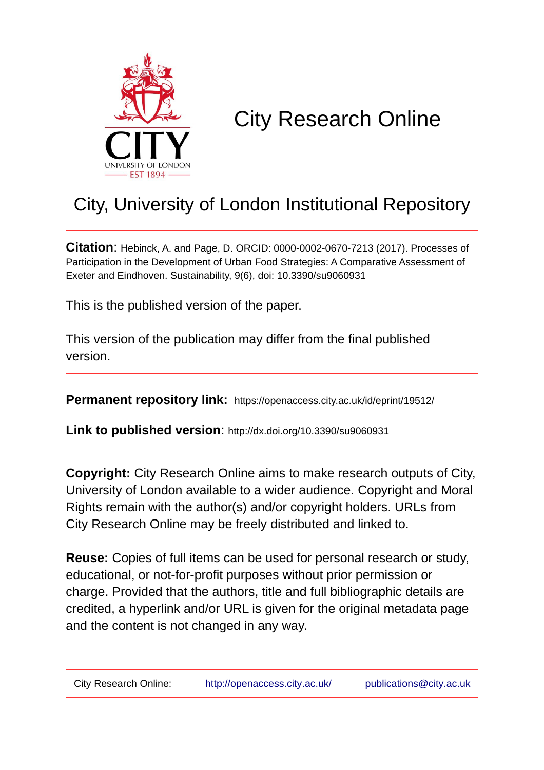# City Research Online

## City, University of London Institutional Repository

**Citation**: Hebinck, A. and Page, D. ORCID: 0000-0002-0670-7213 (2017). Processes of Participation in the Development of Urban Food Strategies: A Comparative Assessment of Exeter and Eindhoven. Sustainability, 9(6), doi: 10.3390/su9060931

This is the published version of the paper.

This version of the publication may differ from the final published version.

**Permanent repository link:** https://openaccess.city.ac.uk/id/eprint/19512/

**Link to published version**: http://dx.doi.org/10.3390/su9060931

**Copyright:** City Research Online aims to make research outputs of City, University of London available to a wider audience. Copyright and Moral Rights remain with the author(s) and/or copyright holders. URLs from City Research Online may be freely distributed and linked to.

**Reuse:** Copies of full items can be used for personal research or study, educational, or not-for-profit purposes without prior permission or charge. Provided that the authors, title and full bibliographic details are credited, a hyperlink and/or URL is given for the original metadata page and the content is not changed in any way.

City Research Online: http://openaccess.city.ac.uk/ publications@city.ac.uk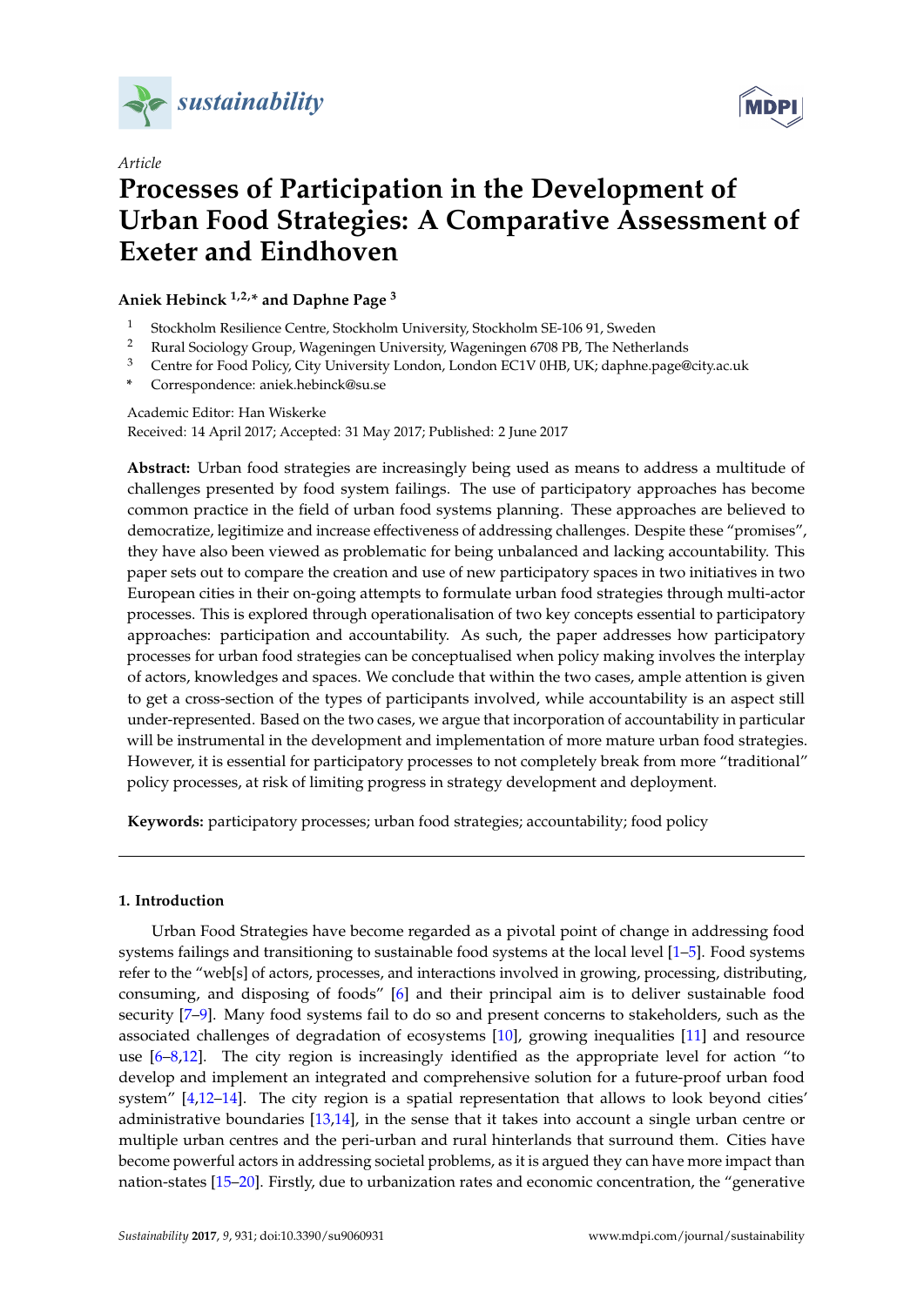sustainability

MDPI

*Article*

# Processes of Participation in the Development of Urban Food Strategies: A Comparative Assessment of Exeter and Eindhoven

**Aniek Hebinck [1,2,*] and Daphne Page [3]**

[1] Stockholm Resilience Centre, Stockholm University, Stockholm SE-106 91, Sweden
[2] Rural Sociology Group, Wageningen University, Wageningen 6708 PB, The Netherlands
[3] Centre for Food Policy, City University London, London EC1V 0HB, UK; daphne.page@city.ac.uk
* Correspondence: aniek.hebinck@su.se

Academic Editor: Han Wiskerke
Received: 14 April 2017; Accepted: 31 May 2017; Published: 2 June 2017

**Abstract:** Urban food strategies are increasingly being used as means to address a multitude of challenges presented by food system failings. The use of participatory approaches has become common practice in the field of urban food systems planning. These approaches are believed to democratize, legitimize and increase effectiveness of addressing challenges. Despite these "promises", they have also been viewed as problematic for being unbalanced and lacking accountability. This paper sets out to compare the creation and use of new participatory spaces in two initiatives in two European cities in their on-going attempts to formulate urban food strategies through multi-actor processes. This is explored through operationalisation of two key concepts essential to participatory approaches: participation and accountability. As such, the paper addresses how participatory processes for urban food strategies can be conceptualised when policy making involves the interplay of actors, knowledges and spaces. We conclude that within the two cases, ample attention is given to get a cross-section of the types of participants involved, while accountability is an aspect still under-represented. Based on the two cases, we argue that incorporation of accountability in particular will be instrumental in the development and implementation of more mature urban food strategies. However, it is essential for participatory processes to not completely break from more "traditional" policy processes, at risk of limiting progress in strategy development and deployment.

**Keywords:** participatory processes; urban food strategies; accountability; food policy

## 1. Introduction

Urban Food Strategies have become regarded as a pivotal point of change in addressing food systems failings and transitioning to sustainable food systems at the local level [1–5]. Food systems refer to the "web[s] of actors, processes, and interactions involved in growing, processing, distributing, consuming, and disposing of foods" [6] and their principal aim is to deliver sustainable food security [7–9]. Many food systems fail to do so and present concerns to stakeholders, such as the associated challenges of degradation of ecosystems [10], growing inequalities [11] and resource use [6–8,12]. The city region is increasingly identified as the appropriate level for action "to develop and implement an integrated and comprehensive solution for a future-proof urban food system" [4,12–14]. The city region is a spatial representation that allows to look beyond cities' administrative boundaries [13,14], in the sense that it takes into account a single urban centre or multiple urban centres and the peri-urban and rural hinterlands that surround them. Cities have become powerful actors in addressing societal problems, as it is argued they can have more impact than nation-states [15–20]. Firstly, due to urbanization rates and economic concentration, the "generative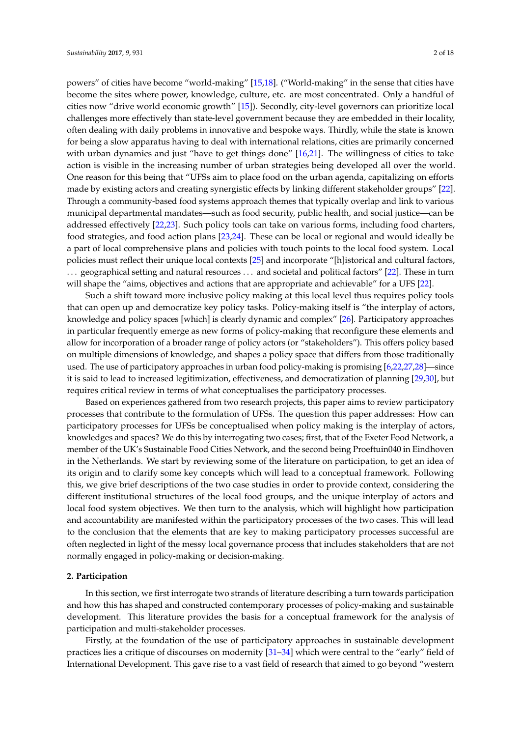powers" of cities have become "world-making" [15,18]. ("World-making" in the sense that cities have become the sites where power, knowledge, culture, etc. are most concentrated. Only a handful of cities now "drive world economic growth" [15]). Secondly, city-level governors can prioritize local challenges more effectively than state-level government because they are embedded in their locality, often dealing with daily problems in innovative and bespoke ways. Thirdly, while the state is known for being a slow apparatus having to deal with international relations, cities are primarily concerned with urban dynamics and just "have to get things done" [16,21]. The willingness of cities to take action is visible in the increasing number of urban strategies being developed all over the world. One reason for this being that "UFSs aim to place food on the urban agenda, capitalizing on efforts made by existing actors and creating synergistic effects by linking different stakeholder groups" [22]. Through a community-based food systems approach themes that typically overlap and link to various municipal departmental mandates—such as food security, public health, and social justice—can be addressed effectively [22,23]. Such policy tools can take on various forms, including food charters, food strategies, and food action plans [23,24]. These can be local or regional and would ideally be a part of local comprehensive plans and policies with touch points to the local food system. Local policies must reflect their unique local contexts [25] and incorporate "[h]istorical and cultural factors, ... geographical setting and natural resources ... and societal and political factors" [22]. These in turn will shape the "aims, objectives and actions that are appropriate and achievable" for a UFS [22].

Such a shift toward more inclusive policy making at this local level thus requires policy tools that can open up and democratize key policy tasks. Policy-making itself is "the interplay of actors, knowledge and policy spaces [which] is clearly dynamic and complex" [26]. Participatory approaches in particular frequently emerge as new forms of policy-making that reconfigure these elements and allow for incorporation of a broader range of policy actors (or "stakeholders"). This offers policy based on multiple dimensions of knowledge, and shapes a policy space that differs from those traditionally used. The use of participatory approaches in urban food policy-making is promising [6,22,27,28]—since it is said to lead to increased legitimization, effectiveness, and democratization of planning [29,30], but requires critical review in terms of what conceptualises the participatory processes.

Based on experiences gathered from two research projects, this paper aims to review participatory processes that contribute to the formulation of UFSs. The question this paper addresses: How can participatory processes for UFSs be conceptualised when policy making is the interplay of actors, knowledges and spaces? We do this by interrogating two cases; first, that of the Exeter Food Network, a member of the UK's Sustainable Food Cities Network, and the second being Proeftuin040 in Eindhoven in the Netherlands. We start by reviewing some of the literature on participation, to get an idea of its origin and to clarify some key concepts which will lead to a conceptual framework. Following this, we give brief descriptions of the two case studies in order to provide context, considering the different institutional structures of the local food groups, and the unique interplay of actors and local food system objectives. We then turn to the analysis, which will highlight how participation and accountability are manifested within the participatory processes of the two cases. This will lead to the conclusion that the elements that are key to making participatory processes successful are often neglected in light of the messy local governance process that includes stakeholders that are not normally engaged in policy-making or decision-making.

## 2. Participation

In this section, we first interrogate two strands of literature describing a turn towards participation and how this has shaped and constructed contemporary processes of policy-making and sustainable development. This literature provides the basis for a conceptual framework for the analysis of participation and multi-stakeholder processes.

Firstly, at the foundation of the use of participatory approaches in sustainable development practices lies a critique of discourses on modernity [31–34] which were central to the "early" field of International Development. This gave rise to a vast field of research that aimed to go beyond "western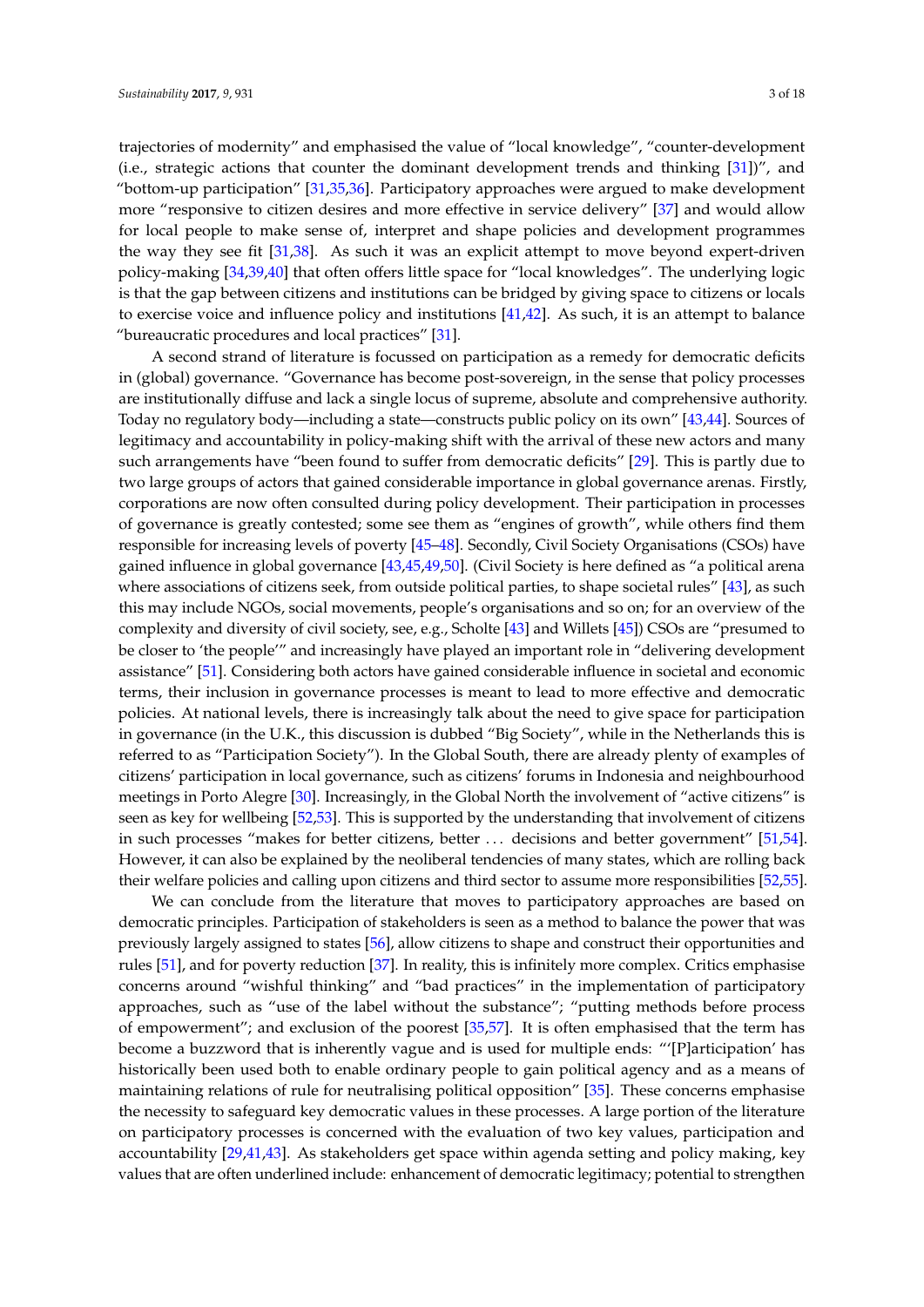trajectories of modernity" and emphasised the value of "local knowledge", "counter-development (i.e., strategic actions that counter the dominant development trends and thinking [31])", and "bottom-up participation" [31,35,36]. Participatory approaches were argued to make development more "responsive to citizen desires and more effective in service delivery" [37] and would allow for local people to make sense of, interpret and shape policies and development programmes the way they see fit [31,38]. As such it was an explicit attempt to move beyond expert-driven policy-making [34,39,40] that often offers little space for "local knowledges". The underlying logic is that the gap between citizens and institutions can be bridged by giving space to citizens or locals to exercise voice and influence policy and institutions [41,42]. As such, it is an attempt to balance "bureaucratic procedures and local practices" [31].

A second strand of literature is focussed on participation as a remedy for democratic deficits in (global) governance. "Governance has become post-sovereign, in the sense that policy processes are institutionally diffuse and lack a single locus of supreme, absolute and comprehensive authority. Today no regulatory body—including a state—constructs public policy on its own" [43,44]. Sources of legitimacy and accountability in policy-making shift with the arrival of these new actors and many such arrangements have "been found to suffer from democratic deficits" [29]. This is partly due to two large groups of actors that gained considerable importance in global governance arenas. Firstly, corporations are now often consulted during policy development. Their participation in processes of governance is greatly contested; some see them as "engines of growth", while others find them responsible for increasing levels of poverty [45–48]. Secondly, Civil Society Organisations (CSOs) have gained influence in global governance [43,45,49,50]. (Civil Society is here defined as "a political arena where associations of citizens seek, from outside political parties, to shape societal rules" [43], as such this may include NGOs, social movements, people's organisations and so on; for an overview of the complexity and diversity of civil society, see, e.g., Scholte [43] and Willets [45]) CSOs are "presumed to be closer to 'the people'" and increasingly have played an important role in "delivering development assistance" [51]. Considering both actors have gained considerable influence in societal and economic terms, their inclusion in governance processes is meant to lead to more effective and democratic policies. At national levels, there is increasingly talk about the need to give space for participation in governance (in the U.K., this discussion is dubbed "Big Society", while in the Netherlands this is referred to as "Participation Society"). In the Global South, there are already plenty of examples of citizens' participation in local governance, such as citizens' forums in Indonesia and neighbourhood meetings in Porto Alegre [30]. Increasingly, in the Global North the involvement of "active citizens" is seen as key for wellbeing [52,53]. This is supported by the understanding that involvement of citizens in such processes "makes for better citizens, better ... decisions and better government" [51,54]. However, it can also be explained by the neoliberal tendencies of many states, which are rolling back their welfare policies and calling upon citizens and third sector to assume more responsibilities [52,55].

We can conclude from the literature that moves to participatory approaches are based on democratic principles. Participation of stakeholders is seen as a method to balance the power that was previously largely assigned to states [56], allow citizens to shape and construct their opportunities and rules [51], and for poverty reduction [37]. In reality, this is infinitely more complex. Critics emphasise concerns around "wishful thinking" and "bad practices" in the implementation of participatory approaches, such as "use of the label without the substance"; "putting methods before process of empowerment"; and exclusion of the poorest [35,57]. It is often emphasised that the term has become a buzzword that is inherently vague and is used for multiple ends: "'[P]articipation' has historically been used both to enable ordinary people to gain political agency and as a means of maintaining relations of rule for neutralising political opposition" [35]. These concerns emphasise the necessity to safeguard key democratic values in these processes. A large portion of the literature on participatory processes is concerned with the evaluation of two key values, participation and accountability [29,41,43]. As stakeholders get space within agenda setting and policy making, key values that are often underlined include: enhancement of democratic legitimacy; potential to strengthen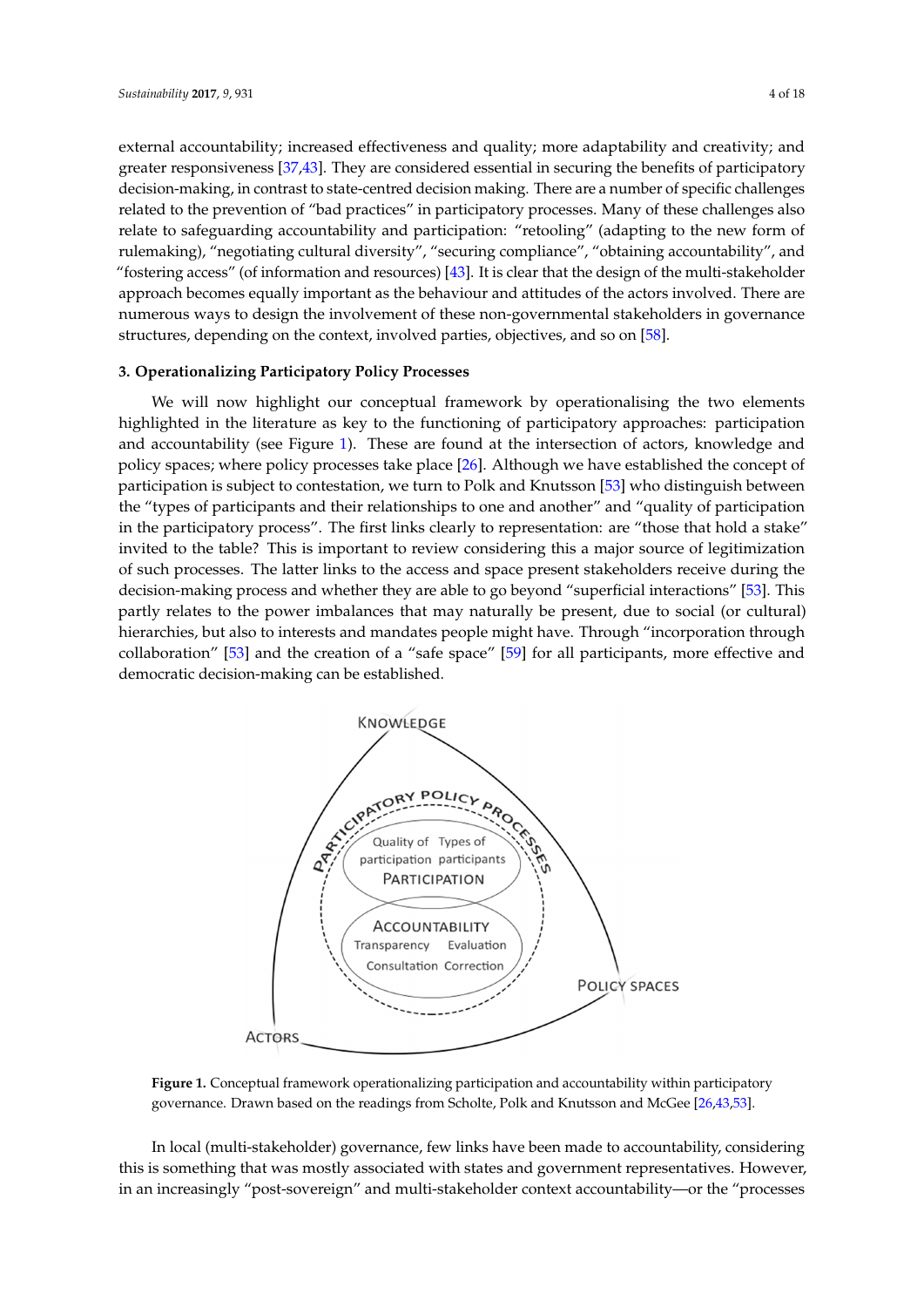external accountability; increased effectiveness and quality; more adaptability and creativity; and greater responsiveness [37,43]. They are considered essential in securing the benefits of participatory decision-making, in contrast to state-centred decision making. There are a number of specific challenges related to the prevention of "bad practices" in participatory processes. Many of these challenges also relate to safeguarding accountability and participation: "retooling" (adapting to the new form of rulemaking), "negotiating cultural diversity", "securing compliance", "obtaining accountability", and "fostering access" (of information and resources) [43]. It is clear that the design of the multi-stakeholder approach becomes equally important as the behaviour and attitudes of the actors involved. There are numerous ways to design the involvement of these non-governmental stakeholders in governance structures, depending on the context, involved parties, objectives, and so on [58].

## 3. Operationalizing Participatory Policy Processes

We will now highlight our conceptual framework by operationalising the two elements highlighted in the literature as key to the functioning of participatory approaches: participation and accountability (see Figure 1). These are found at the intersection of actors, knowledge and policy spaces; where policy processes take place [26]. Although we have established the concept of participation is subject to contestation, we turn to Polk and Knutsson [53] who distinguish between the "types of participants and their relationships to one and another" and "quality of participation in the participatory process". The first links clearly to representation: are "those that hold a stake" invited to the table? This is important to review considering this a major source of legitimization of such processes. The latter links to the access and space present stakeholders receive during the decision-making process and whether they are able to go beyond "superficial interactions" [53]. This partly relates to the power imbalances that may naturally be present, due to social (or cultural) hierarchies, but also to interests and mandates people might have. Through "incorporation through collaboration" [53] and the creation of a "safe space" [59] for all participants, more effective and democratic decision-making can be established.

KNOWLEDGE

PARTICIPATORY POLICY PROCESSES

Quality of participation

Types of participants

PARTICIPATION

ACCOUNTABILITY

Transparency

Evaluation

Consultation

Correction

POLICY SPACES

ACTORS

**Figure 1.** Conceptual framework operationalizing participation and accountability within participatory governance. Drawn based on the readings from Scholte, Polk and Knutsson and McGee [26,43,53].

In local (multi-stakeholder) governance, few links have been made to accountability, considering this is something that was mostly associated with states and government representatives. However, in an increasingly "post-sovereign" and multi-stakeholder context accountability—or the "processes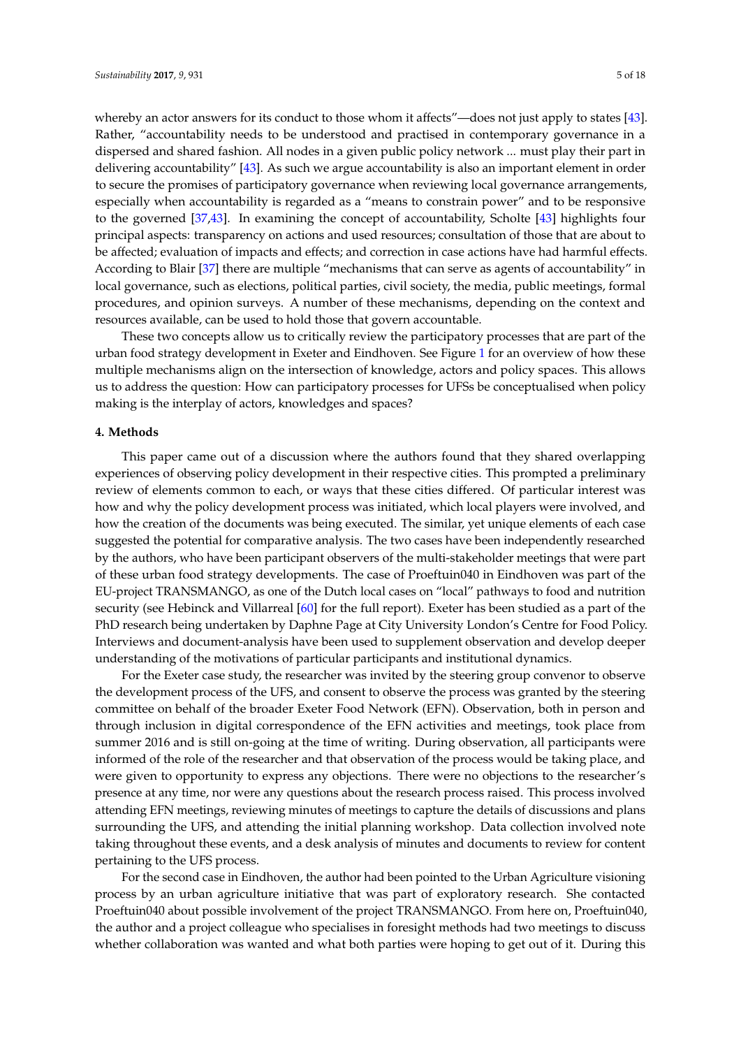whereby an actor answers for its conduct to those whom it affects"—does not just apply to states [43]. Rather, "accountability needs to be understood and practised in contemporary governance in a dispersed and shared fashion. All nodes in a given public policy network ... must play their part in delivering accountability" [43]. As such we argue accountability is also an important element in order to secure the promises of participatory governance when reviewing local governance arrangements, especially when accountability is regarded as a "means to constrain power" and to be responsive to the governed [37,43]. In examining the concept of accountability, Scholte [43] highlights four principal aspects: transparency on actions and used resources; consultation of those that are about to be affected; evaluation of impacts and effects; and correction in case actions have had harmful effects. According to Blair [37] there are multiple "mechanisms that can serve as agents of accountability" in local governance, such as elections, political parties, civil society, the media, public meetings, formal procedures, and opinion surveys. A number of these mechanisms, depending on the context and resources available, can be used to hold those that govern accountable.

These two concepts allow us to critically review the participatory processes that are part of the urban food strategy development in Exeter and Eindhoven. See Figure 1 for an overview of how these multiple mechanisms align on the intersection of knowledge, actors and policy spaces. This allows us to address the question: How can participatory processes for UFSs be conceptualised when policy making is the interplay of actors, knowledges and spaces?

## 4. Methods

This paper came out of a discussion where the authors found that they shared overlapping experiences of observing policy development in their respective cities. This prompted a preliminary review of elements common to each, or ways that these cities differed. Of particular interest was how and why the policy development process was initiated, which local players were involved, and how the creation of the documents was being executed. The similar, yet unique elements of each case suggested the potential for comparative analysis. The two cases have been independently researched by the authors, who have been participant observers of the multi-stakeholder meetings that were part of these urban food strategy developments. The case of Proeftuin040 in Eindhoven was part of the EU-project TRANSMANGO, as one of the Dutch local cases on "local" pathways to food and nutrition security (see Hebinck and Villarreal [60] for the full report). Exeter has been studied as a part of the PhD research being undertaken by Daphne Page at City University London's Centre for Food Policy. Interviews and document-analysis have been used to supplement observation and develop deeper understanding of the motivations of particular participants and institutional dynamics.

For the Exeter case study, the researcher was invited by the steering group convenor to observe the development process of the UFS, and consent to observe the process was granted by the steering committee on behalf of the broader Exeter Food Network (EFN). Observation, both in person and through inclusion in digital correspondence of the EFN activities and meetings, took place from summer 2016 and is still on-going at the time of writing. During observation, all participants were informed of the role of the researcher and that observation of the process would be taking place, and were given to opportunity to express any objections. There were no objections to the researcher's presence at any time, nor were any questions about the research process raised. This process involved attending EFN meetings, reviewing minutes of meetings to capture the details of discussions and plans surrounding the UFS, and attending the initial planning workshop. Data collection involved note taking throughout these events, and a desk analysis of minutes and documents to review for content pertaining to the UFS process.

For the second case in Eindhoven, the author had been pointed to the Urban Agriculture visioning process by an urban agriculture initiative that was part of exploratory research. She contacted Proeftuin040 about possible involvement of the project TRANSMANGO. From here on, Proeftuin040, the author and a project colleague who specialises in foresight methods had two meetings to discuss whether collaboration was wanted and what both parties were hoping to get out of it. During this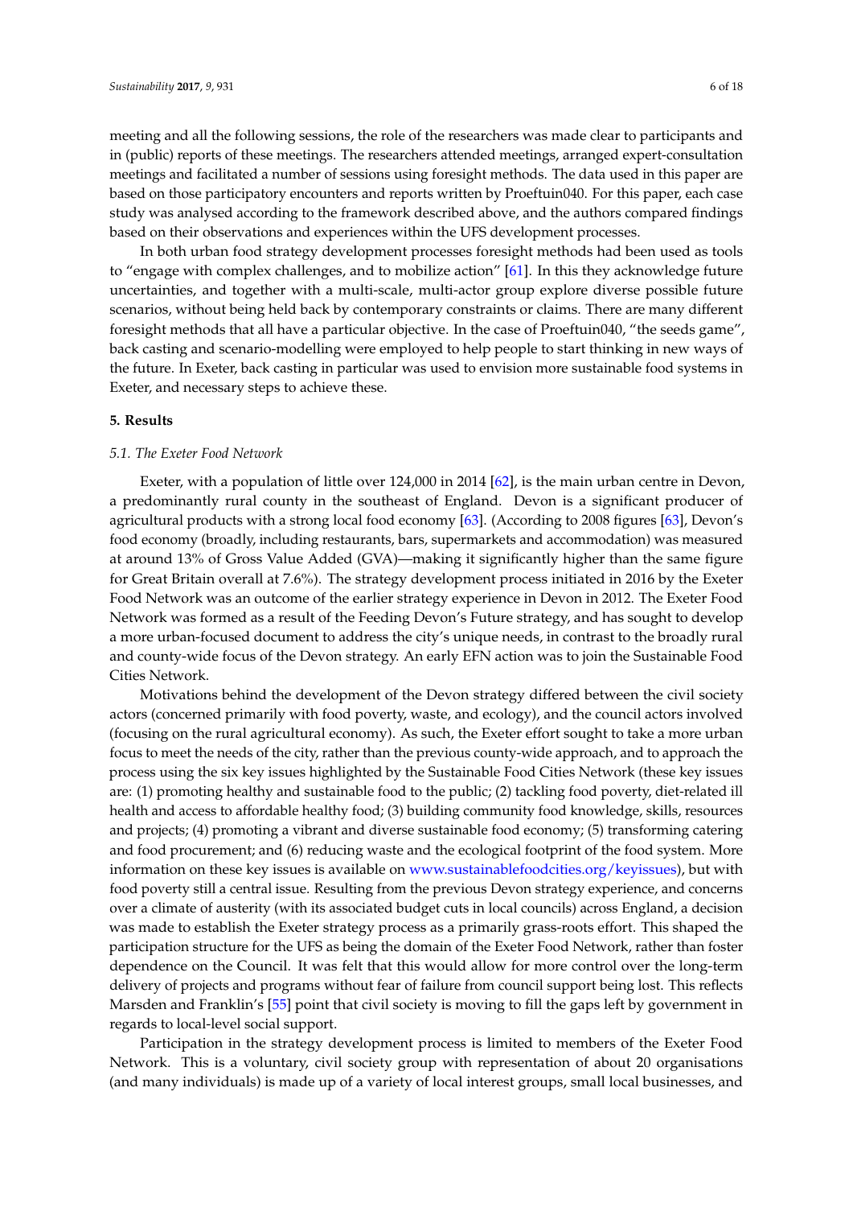meeting and all the following sessions, the role of the researchers was made clear to participants and in (public) reports of these meetings. The researchers attended meetings, arranged expert-consultation meetings and facilitated a number of sessions using foresight methods. The data used in this paper are based on those participatory encounters and reports written by Proeftuin040. For this paper, each case study was analysed according to the framework described above, and the authors compared findings based on their observations and experiences within the UFS development processes.

In both urban food strategy development processes foresight methods had been used as tools to "engage with complex challenges, and to mobilize action" [61]. In this they acknowledge future uncertainties, and together with a multi-scale, multi-actor group explore diverse possible future scenarios, without being held back by contemporary constraints or claims. There are many different foresight methods that all have a particular objective. In the case of Proeftuin040, "the seeds game", back casting and scenario-modelling were employed to help people to start thinking in new ways of the future. In Exeter, back casting in particular was used to envision more sustainable food systems in Exeter, and necessary steps to achieve these.

## 5. Results

### 5.1. The Exeter Food Network

Exeter, with a population of little over 124,000 in 2014 [62], is the main urban centre in Devon, a predominantly rural county in the southeast of England. Devon is a significant producer of agricultural products with a strong local food economy [63]. (According to 2008 figures [63], Devon's food economy (broadly, including restaurants, bars, supermarkets and accommodation) was measured at around 13% of Gross Value Added (GVA)—making it significantly higher than the same figure for Great Britain overall at 7.6%). The strategy development process initiated in 2016 by the Exeter Food Network was an outcome of the earlier strategy experience in Devon in 2012. The Exeter Food Network was formed as a result of the Feeding Devon's Future strategy, and has sought to develop a more urban-focused document to address the city's unique needs, in contrast to the broadly rural and county-wide focus of the Devon strategy. An early EFN action was to join the Sustainable Food Cities Network.

Motivations behind the development of the Devon strategy differed between the civil society actors (concerned primarily with food poverty, waste, and ecology), and the council actors involved (focusing on the rural agricultural economy). As such, the Exeter effort sought to take a more urban focus to meet the needs of the city, rather than the previous county-wide approach, and to approach the process using the six key issues highlighted by the Sustainable Food Cities Network (these key issues are: (1) promoting healthy and sustainable food to the public; (2) tackling food poverty, diet-related ill health and access to affordable healthy food; (3) building community food knowledge, skills, resources and projects; (4) promoting a vibrant and diverse sustainable food economy; (5) transforming catering and food procurement; and (6) reducing waste and the ecological footprint of the food system. More information on these key issues is available on www.sustainablefoodcities.org/keyissues), but with food poverty still a central issue. Resulting from the previous Devon strategy experience, and concerns over a climate of austerity (with its associated budget cuts in local councils) across England, a decision was made to establish the Exeter strategy process as a primarily grass-roots effort. This shaped the participation structure for the UFS as being the domain of the Exeter Food Network, rather than foster dependence on the Council. It was felt that this would allow for more control over the long-term delivery of projects and programs without fear of failure from council support being lost. This reflects Marsden and Franklin's [55] point that civil society is moving to fill the gaps left by government in regards to local-level social support.

Participation in the strategy development process is limited to members of the Exeter Food Network. This is a voluntary, civil society group with representation of about 20 organisations (and many individuals) is made up of a variety of local interest groups, small local businesses, and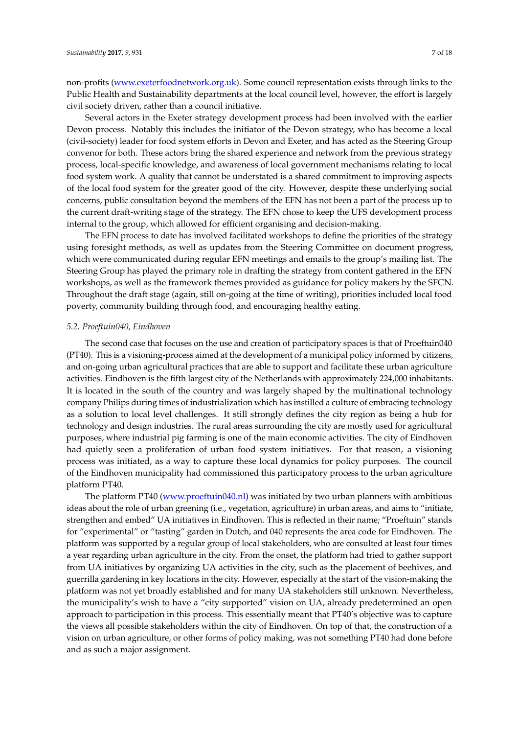non-profits (www.exeterfoodnetwork.org.uk). Some council representation exists through links to the Public Health and Sustainability departments at the local council level, however, the effort is largely civil society driven, rather than a council initiative.

Several actors in the Exeter strategy development process had been involved with the earlier Devon process. Notably this includes the initiator of the Devon strategy, who has become a local (civil-society) leader for food system efforts in Devon and Exeter, and has acted as the Steering Group convenor for both. These actors bring the shared experience and network from the previous strategy process, local-specific knowledge, and awareness of local government mechanisms relating to local food system work. A quality that cannot be understated is a shared commitment to improving aspects of the local food system for the greater good of the city. However, despite these underlying social concerns, public consultation beyond the members of the EFN has not been a part of the process up to the current draft-writing stage of the strategy. The EFN chose to keep the UFS development process internal to the group, which allowed for efficient organising and decision-making.

The EFN process to date has involved facilitated workshops to define the priorities of the strategy using foresight methods, as well as updates from the Steering Committee on document progress, which were communicated during regular EFN meetings and emails to the group's mailing list. The Steering Group has played the primary role in drafting the strategy from content gathered in the EFN workshops, as well as the framework themes provided as guidance for policy makers by the SFCN. Throughout the draft stage (again, still on-going at the time of writing), priorities included local food poverty, community building through food, and encouraging healthy eating.

### *5.2. Proeftuin040, Eindhoven*

The second case that focuses on the use and creation of participatory spaces is that of Proeftuin040 (PT40). This is a visioning-process aimed at the development of a municipal policy informed by citizens, and on-going urban agricultural practices that are able to support and facilitate these urban agriculture activities. Eindhoven is the fifth largest city of the Netherlands with approximately 224,000 inhabitants. It is located in the south of the country and was largely shaped by the multinational technology company Philips during times of industrialization which has instilled a culture of embracing technology as a solution to local level challenges. It still strongly defines the city region as being a hub for technology and design industries. The rural areas surrounding the city are mostly used for agricultural purposes, where industrial pig farming is one of the main economic activities. The city of Eindhoven had quietly seen a proliferation of urban food system initiatives. For that reason, a visioning process was initiated, as a way to capture these local dynamics for policy purposes. The council of the Eindhoven municipality had commissioned this participatory process to the urban agriculture platform PT40.

The platform PT40 (www.proeftuin040.nl) was initiated by two urban planners with ambitious ideas about the role of urban greening (i.e., vegetation, agriculture) in urban areas, and aims to "initiate, strengthen and embed" UA initiatives in Eindhoven. This is reflected in their name; "Proeftuin" stands for "experimental" or "tasting" garden in Dutch, and 040 represents the area code for Eindhoven. The platform was supported by a regular group of local stakeholders, who are consulted at least four times a year regarding urban agriculture in the city. From the onset, the platform had tried to gather support from UA initiatives by organizing UA activities in the city, such as the placement of beehives, and guerrilla gardening in key locations in the city. However, especially at the start of the vision-making the platform was not yet broadly established and for many UA stakeholders still unknown. Nevertheless, the municipality's wish to have a "city supported" vision on UA, already predetermined an open approach to participation in this process. This essentially meant that PT40's objective was to capture the views all possible stakeholders within the city of Eindhoven. On top of that, the construction of a vision on urban agriculture, or other forms of policy making, was not something PT40 had done before and as such a major assignment.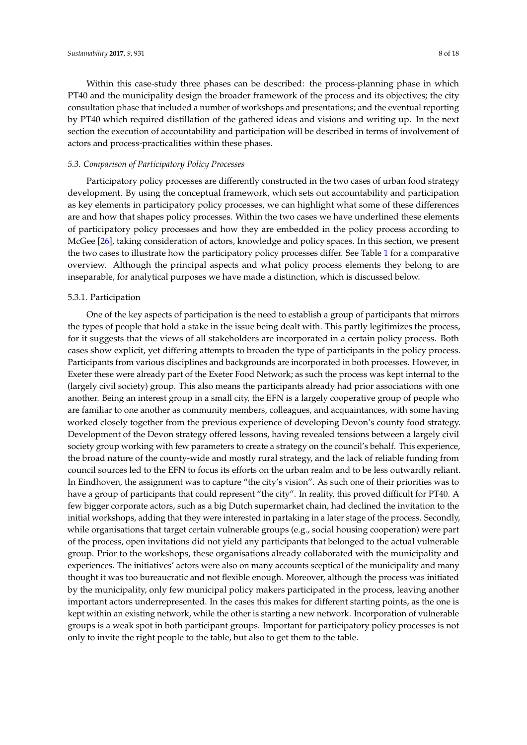Within this case-study three phases can be described: the process-planning phase in which PT40 and the municipality design the broader framework of the process and its objectives; the city consultation phase that included a number of workshops and presentations; and the eventual reporting by PT40 which required distillation of the gathered ideas and visions and writing up. In the next section the execution of accountability and participation will be described in terms of involvement of actors and process-practicalities within these phases.

### *5.3. Comparison of Participatory Policy Processes*

Participatory policy processes are differently constructed in the two cases of urban food strategy development. By using the conceptual framework, which sets out accountability and participation as key elements in participatory policy processes, we can highlight what some of these differences are and how that shapes policy processes. Within the two cases we have underlined these elements of participatory policy processes and how they are embedded in the policy process according to McGee [26], taking consideration of actors, knowledge and policy spaces. In this section, we present the two cases to illustrate how the participatory policy processes differ. See Table 1 for a comparative overview. Although the principal aspects and what policy process elements they belong to are inseparable, for analytical purposes we have made a distinction, which is discussed below.

#### 5.3.1. Participation

One of the key aspects of participation is the need to establish a group of participants that mirrors the types of people that hold a stake in the issue being dealt with. This partly legitimizes the process, for it suggests that the views of all stakeholders are incorporated in a certain policy process. Both cases show explicit, yet differing attempts to broaden the type of participants in the policy process. Participants from various disciplines and backgrounds are incorporated in both processes. However, in Exeter these were already part of the Exeter Food Network; as such the process was kept internal to the (largely civil society) group. This also means the participants already had prior associations with one another. Being an interest group in a small city, the EFN is a largely cooperative group of people who are familiar to one another as community members, colleagues, and acquaintances, with some having worked closely together from the previous experience of developing Devon's county food strategy. Development of the Devon strategy offered lessons, having revealed tensions between a largely civil society group working with few parameters to create a strategy on the council's behalf. This experience, the broad nature of the county-wide and mostly rural strategy, and the lack of reliable funding from council sources led to the EFN to focus its efforts on the urban realm and to be less outwardly reliant. In Eindhoven, the assignment was to capture "the city's vision". As such one of their priorities was to have a group of participants that could represent "the city". In reality, this proved difficult for PT40. A few bigger corporate actors, such as a big Dutch supermarket chain, had declined the invitation to the initial workshops, adding that they were interested in partaking in a later stage of the process. Secondly, while organisations that target certain vulnerable groups (e.g., social housing cooperation) were part of the process, open invitations did not yield any participants that belonged to the actual vulnerable group. Prior to the workshops, these organisations already collaborated with the municipality and experiences. The initiatives' actors were also on many accounts sceptical of the municipality and many thought it was too bureaucratic and not flexible enough. Moreover, although the process was initiated by the municipality, only few municipal policy makers participated in the process, leaving another important actors underrepresented. In the cases this makes for different starting points, as the one is kept within an existing network, while the other is starting a new network. Incorporation of vulnerable groups is a weak spot in both participant groups. Important for participatory policy processes is not only to invite the right people to the table, but also to get them to the table.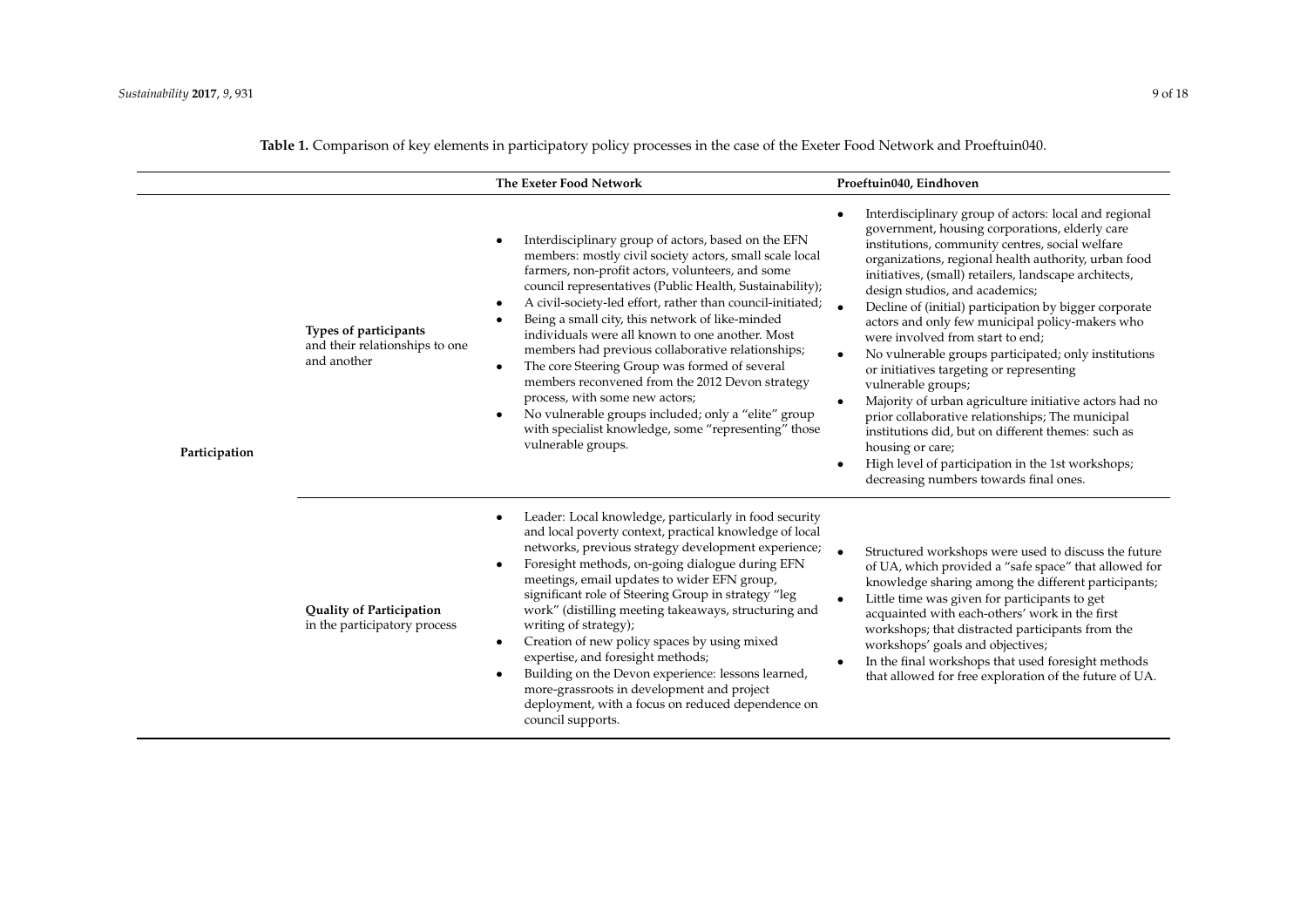**Table 1.** Comparison of key elements in participatory policy processes in the case of the Exeter Food Network and Proeftuin040.

| | | The Exeter Food Network | Proeftuin040, Eindhoven |
|---|---|---|---|
| Participation | **Types of participants** and their relationships to one and another | • Interdisciplinary group of actors, based on the EFN members: mostly civil society actors, small scale local farmers, non-profit actors, volunteers, and some council representatives (Public Health, Sustainability);<br>• A civil-society-led effort, rather than council-initiated;<br>• Being a small city, this network of like-minded individuals were all known to one another. Most members had previous collaborative relationships;<br>• The core Steering Group was formed of several members reconvened from the 2012 Devon strategy process, with some new actors;<br>• No vulnerable groups included; only a "elite" group with specialist knowledge, some "representing" those vulnerable groups. | • Interdisciplinary group of actors: local and regional government, housing corporations, elderly care institutions, community centres, social welfare organizations, regional health authority, urban food initiatives, (small) retailers, landscape architects, design studios, and academics;<br>• Decline of (initial) participation by bigger corporate actors and only few municipal policy-makers who were involved from start to end;<br>• No vulnerable groups participated; only institutions or initiatives targeting or representing vulnerable groups;<br>• Majority of urban agriculture initiative actors had no prior collaborative relationships; The municipal institutions did, but on different themes: such as housing or care;<br>• High level of participation in the 1st workshops; decreasing numbers towards final ones. |
| | **Quality of Participation** in the participatory process | • Leader: Local knowledge, particularly in food security and local poverty context, practical knowledge of local networks, previous strategy development experience;<br>• Foresight methods, on-going dialogue during EFN meetings, email updates to wider EFN group, significant role of Steering Group in strategy "leg work" (distilling meeting takeaways, structuring and writing of strategy);<br>• Creation of new policy spaces by using mixed expertise, and foresight methods;<br>• Building on the Devon experience: lessons learned, more-grassroots in development and project deployment, with a focus on reduced dependence on council supports. | • Structured workshops were used to discuss the future of UA, which provided a "safe space" that allowed for knowledge sharing among the different participants;<br>• Little time was given for participants to get acquainted with each-others' work in the first workshops; that distracted participants from the workshops' goals and objectives;<br>• In the final workshops that used foresight methods that allowed for free exploration of the future of UA. |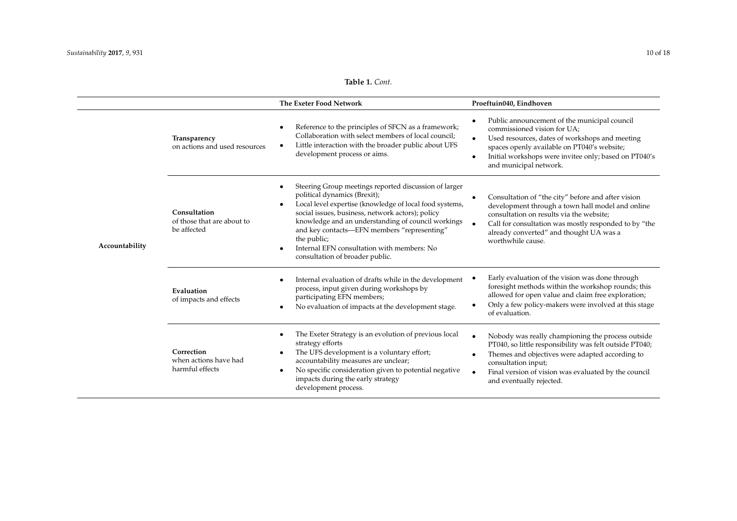**Table 1.** *Cont.*

| | | The Exeter Food Network | Proeftuin040, Eindhoven |
|---|---|---|---|
| Accountability | **Transparency** on actions and used resources | • Reference to the principles of SFCN as a framework; Collaboration with select members of local council; <br> • Little interaction with the broader public about UFS development process or aims. | • Public announcement of the municipal council commissioned vision for UA; <br> • Used resources, dates of workshops and meeting spaces openly available on PT040's website; <br> • Initial workshops were invitee only; based on PT040's and municipal network. |
| | **Consultation** of those that are about to be affected | • Steering Group meetings reported discussion of larger political dynamics (Brexit); <br> • Local level expertise (knowledge of local food systems, social issues, business, network actors); policy knowledge and an understanding of council workings and key contacts—EFN members "representing" the public; <br> • Internal EFN consultation with members: No consultation of broader public. | • Consultation of "the city" before and after vision development through a town hall model and online consultation on results via the website; <br> • Call for consultation was mostly responded to by "the already converted" and thought UA was a worthwhile cause. |
| | **Evaluation** of impacts and effects | • Internal evaluation of drafts while in the development process, input given during workshops by participating EFN members; <br> • No evaluation of impacts at the development stage. | • Early evaluation of the vision was done through foresight methods within the workshop rounds; this allowed for open value and claim free exploration; <br> • Only a few policy-makers were involved at this stage of evaluation. |
| | **Correction** when actions have had harmful effects | • The Exeter Strategy is an evolution of previous local strategy efforts <br> • The UFS development is a voluntary effort; accountability measures are unclear; <br> • No specific consideration given to potential negative impacts during the early strategy development process. | • Nobody was really championing the process outside PT040, so little responsibility was felt outside PT040; <br> • Themes and objectives were adapted according to consultation input; <br> • Final version of vision was evaluated by the council and eventually rejected. |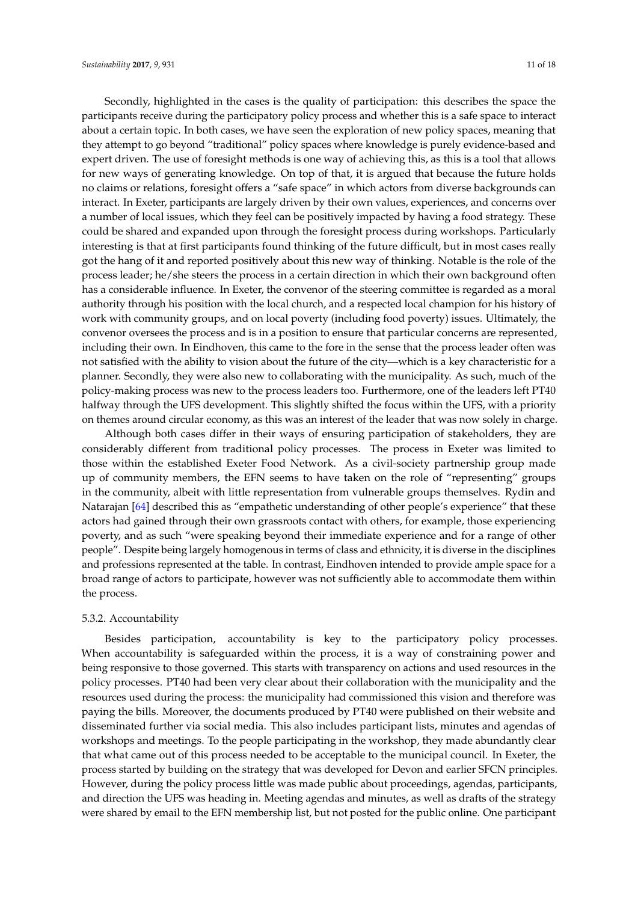Secondly, highlighted in the cases is the quality of participation: this describes the space the participants receive during the participatory policy process and whether this is a safe space to interact about a certain topic. In both cases, we have seen the exploration of new policy spaces, meaning that they attempt to go beyond "traditional" policy spaces where knowledge is purely evidence-based and expert driven. The use of foresight methods is one way of achieving this, as this is a tool that allows for new ways of generating knowledge. On top of that, it is argued that because the future holds no claims or relations, foresight offers a "safe space" in which actors from diverse backgrounds can interact. In Exeter, participants are largely driven by their own values, experiences, and concerns over a number of local issues, which they feel can be positively impacted by having a food strategy. These could be shared and expanded upon through the foresight process during workshops. Particularly interesting is that at first participants found thinking of the future difficult, but in most cases really got the hang of it and reported positively about this new way of thinking. Notable is the role of the process leader; he/she steers the process in a certain direction in which their own background often has a considerable influence. In Exeter, the convenor of the steering committee is regarded as a moral authority through his position with the local church, and a respected local champion for his history of work with community groups, and on local poverty (including food poverty) issues. Ultimately, the convenor oversees the process and is in a position to ensure that particular concerns are represented, including their own. In Eindhoven, this came to the fore in the sense that the process leader often was not satisfied with the ability to vision about the future of the city—which is a key characteristic for a planner. Secondly, they were also new to collaborating with the municipality. As such, much of the policy-making process was new to the process leaders too. Furthermore, one of the leaders left PT40 halfway through the UFS development. This slightly shifted the focus within the UFS, with a priority on themes around circular economy, as this was an interest of the leader that was now solely in charge.

Although both cases differ in their ways of ensuring participation of stakeholders, they are considerably different from traditional policy processes. The process in Exeter was limited to those within the established Exeter Food Network. As a civil-society partnership group made up of community members, the EFN seems to have taken on the role of "representing" groups in the community, albeit with little representation from vulnerable groups themselves. Rydin and Natarajan [64] described this as "empathetic understanding of other people's experience" that these actors had gained through their own grassroots contact with others, for example, those experiencing poverty, and as such "were speaking beyond their immediate experience and for a range of other people". Despite being largely homogenous in terms of class and ethnicity, it is diverse in the disciplines and professions represented at the table. In contrast, Eindhoven intended to provide ample space for a broad range of actors to participate, however was not sufficiently able to accommodate them within the process.

#### 5.3.2. Accountability

Besides participation, accountability is key to the participatory policy processes. When accountability is safeguarded within the process, it is a way of constraining power and being responsive to those governed. This starts with transparency on actions and used resources in the policy processes. PT40 had been very clear about their collaboration with the municipality and the resources used during the process: the municipality had commissioned this vision and therefore was paying the bills. Moreover, the documents produced by PT40 were published on their website and disseminated further via social media. This also includes participant lists, minutes and agendas of workshops and meetings. To the people participating in the workshop, they made abundantly clear that what came out of this process needed to be acceptable to the municipal council. In Exeter, the process started by building on the strategy that was developed for Devon and earlier SFCN principles. However, during the policy process little was made public about proceedings, agendas, participants, and direction the UFS was heading in. Meeting agendas and minutes, as well as drafts of the strategy were shared by email to the EFN membership list, but not posted for the public online. One participant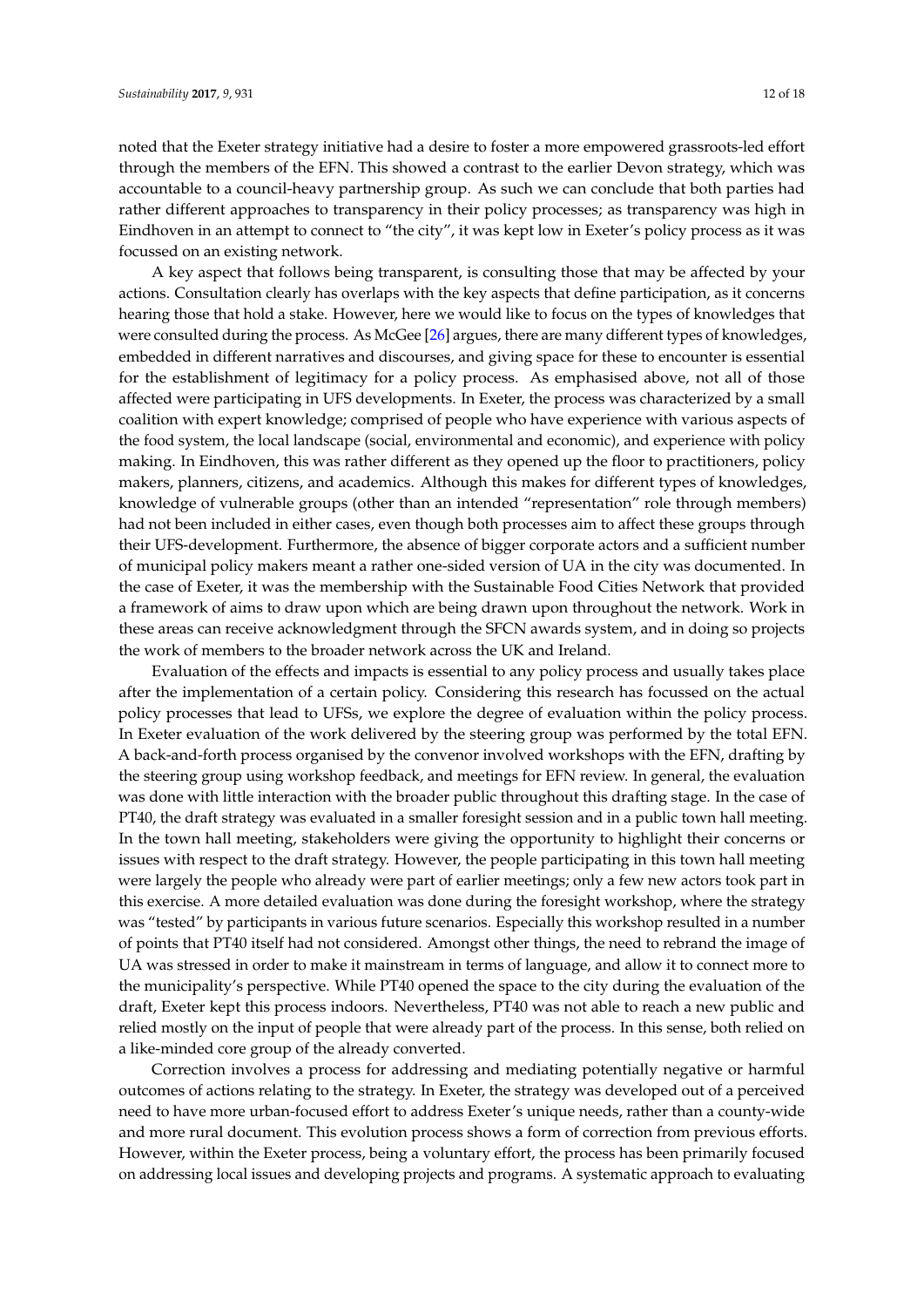noted that the Exeter strategy initiative had a desire to foster a more empowered grassroots-led effort through the members of the EFN. This showed a contrast to the earlier Devon strategy, which was accountable to a council-heavy partnership group. As such we can conclude that both parties had rather different approaches to transparency in their policy processes; as transparency was high in Eindhoven in an attempt to connect to "the city", it was kept low in Exeter's policy process as it was focussed on an existing network.

A key aspect that follows being transparent, is consulting those that may be affected by your actions. Consultation clearly has overlaps with the key aspects that define participation, as it concerns hearing those that hold a stake. However, here we would like to focus on the types of knowledges that were consulted during the process. As McGee [26] argues, there are many different types of knowledges, embedded in different narratives and discourses, and giving space for these to encounter is essential for the establishment of legitimacy for a policy process. As emphasised above, not all of those affected were participating in UFS developments. In Exeter, the process was characterized by a small coalition with expert knowledge; comprised of people who have experience with various aspects of the food system, the local landscape (social, environmental and economic), and experience with policy making. In Eindhoven, this was rather different as they opened up the floor to practitioners, policy makers, planners, citizens, and academics. Although this makes for different types of knowledges, knowledge of vulnerable groups (other than an intended "representation" role through members) had not been included in either cases, even though both processes aim to affect these groups through their UFS-development. Furthermore, the absence of bigger corporate actors and a sufficient number of municipal policy makers meant a rather one-sided version of UA in the city was documented. In the case of Exeter, it was the membership with the Sustainable Food Cities Network that provided a framework of aims to draw upon which are being drawn upon throughout the network. Work in these areas can receive acknowledgment through the SFCN awards system, and in doing so projects the work of members to the broader network across the UK and Ireland.

Evaluation of the effects and impacts is essential to any policy process and usually takes place after the implementation of a certain policy. Considering this research has focussed on the actual policy processes that lead to UFSs, we explore the degree of evaluation within the policy process. In Exeter evaluation of the work delivered by the steering group was performed by the total EFN. A back-and-forth process organised by the convenor involved workshops with the EFN, drafting by the steering group using workshop feedback, and meetings for EFN review. In general, the evaluation was done with little interaction with the broader public throughout this drafting stage. In the case of PT40, the draft strategy was evaluated in a smaller foresight session and in a public town hall meeting. In the town hall meeting, stakeholders were giving the opportunity to highlight their concerns or issues with respect to the draft strategy. However, the people participating in this town hall meeting were largely the people who already were part of earlier meetings; only a few new actors took part in this exercise. A more detailed evaluation was done during the foresight workshop, where the strategy was "tested" by participants in various future scenarios. Especially this workshop resulted in a number of points that PT40 itself had not considered. Amongst other things, the need to rebrand the image of UA was stressed in order to make it mainstream in terms of language, and allow it to connect more to the municipality's perspective. While PT40 opened the space to the city during the evaluation of the draft, Exeter kept this process indoors. Nevertheless, PT40 was not able to reach a new public and relied mostly on the input of people that were already part of the process. In this sense, both relied on a like-minded core group of the already converted.

Correction involves a process for addressing and mediating potentially negative or harmful outcomes of actions relating to the strategy. In Exeter, the strategy was developed out of a perceived need to have more urban-focused effort to address Exeter's unique needs, rather than a county-wide and more rural document. This evolution process shows a form of correction from previous efforts. However, within the Exeter process, being a voluntary effort, the process has been primarily focused on addressing local issues and developing projects and programs. A systematic approach to evaluating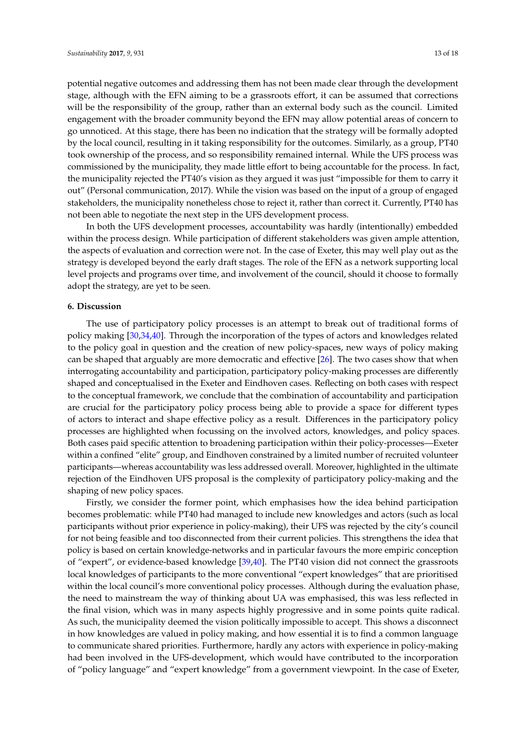potential negative outcomes and addressing them has not been made clear through the development stage, although with the EFN aiming to be a grassroots effort, it can be assumed that corrections will be the responsibility of the group, rather than an external body such as the council. Limited engagement with the broader community beyond the EFN may allow potential areas of concern to go unnoticed. At this stage, there has been no indication that the strategy will be formally adopted by the local council, resulting in it taking responsibility for the outcomes. Similarly, as a group, PT40 took ownership of the process, and so responsibility remained internal. While the UFS process was commissioned by the municipality, they made little effort to being accountable for the process. In fact, the municipality rejected the PT40's vision as they argued it was just "impossible for them to carry it out" (Personal communication, 2017). While the vision was based on the input of a group of engaged stakeholders, the municipality nonetheless chose to reject it, rather than correct it. Currently, PT40 has not been able to negotiate the next step in the UFS development process.

In both the UFS development processes, accountability was hardly (intentionally) embedded within the process design. While participation of different stakeholders was given ample attention, the aspects of evaluation and correction were not. In the case of Exeter, this may well play out as the strategy is developed beyond the early draft stages. The role of the EFN as a network supporting local level projects and programs over time, and involvement of the council, should it choose to formally adopt the strategy, are yet to be seen.

## 6. Discussion

The use of participatory policy processes is an attempt to break out of traditional forms of policy making [30,34,40]. Through the incorporation of the types of actors and knowledges related to the policy goal in question and the creation of new policy-spaces, new ways of policy making can be shaped that arguably are more democratic and effective [26]. The two cases show that when interrogating accountability and participation, participatory policy-making processes are differently shaped and conceptualised in the Exeter and Eindhoven cases. Reflecting on both cases with respect to the conceptual framework, we conclude that the combination of accountability and participation are crucial for the participatory policy process being able to provide a space for different types of actors to interact and shape effective policy as a result. Differences in the participatory policy processes are highlighted when focussing on the involved actors, knowledges, and policy spaces. Both cases paid specific attention to broadening participation within their policy-processes—Exeter within a confined "elite" group, and Eindhoven constrained by a limited number of recruited volunteer participants—whereas accountability was less addressed overall. Moreover, highlighted in the ultimate rejection of the Eindhoven UFS proposal is the complexity of participatory policy-making and the shaping of new policy spaces.

Firstly, we consider the former point, which emphasises how the idea behind participation becomes problematic: while PT40 had managed to include new knowledges and actors (such as local participants without prior experience in policy-making), their UFS was rejected by the city's council for not being feasible and too disconnected from their current policies. This strengthens the idea that policy is based on certain knowledge-networks and in particular favours the more empiric conception of "expert", or evidence-based knowledge [39,40]. The PT40 vision did not connect the grassroots local knowledges of participants to the more conventional "expert knowledges" that are prioritised within the local council's more conventional policy processes. Although during the evaluation phase, the need to mainstream the way of thinking about UA was emphasised, this was less reflected in the final vision, which was in many aspects highly progressive and in some points quite radical. As such, the municipality deemed the vision politically impossible to accept. This shows a disconnect in how knowledges are valued in policy making, and how essential it is to find a common language to communicate shared priorities. Furthermore, hardly any actors with experience in policy-making had been involved in the UFS-development, which would have contributed to the incorporation of "policy language" and "expert knowledge" from a government viewpoint. In the case of Exeter,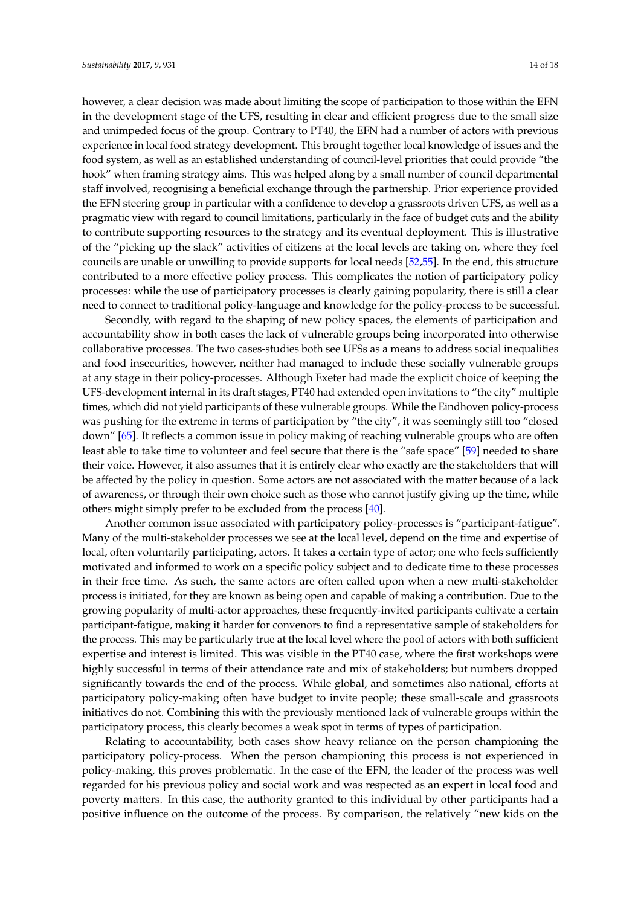however, a clear decision was made about limiting the scope of participation to those within the EFN in the development stage of the UFS, resulting in clear and efficient progress due to the small size and unimpeded focus of the group. Contrary to PT40, the EFN had a number of actors with previous experience in local food strategy development. This brought together local knowledge of issues and the food system, as well as an established understanding of council-level priorities that could provide "the hook" when framing strategy aims. This was helped along by a small number of council departmental staff involved, recognising a beneficial exchange through the partnership. Prior experience provided the EFN steering group in particular with a confidence to develop a grassroots driven UFS, as well as a pragmatic view with regard to council limitations, particularly in the face of budget cuts and the ability to contribute supporting resources to the strategy and its eventual deployment. This is illustrative of the "picking up the slack" activities of citizens at the local levels are taking on, where they feel councils are unable or unwilling to provide supports for local needs [52,55]. In the end, this structure contributed to a more effective policy process. This complicates the notion of participatory policy processes: while the use of participatory processes is clearly gaining popularity, there is still a clear need to connect to traditional policy-language and knowledge for the policy-process to be successful.

Secondly, with regard to the shaping of new policy spaces, the elements of participation and accountability show in both cases the lack of vulnerable groups being incorporated into otherwise collaborative processes. The two cases-studies both see UFSs as a means to address social inequalities and food insecurities, however, neither had managed to include these socially vulnerable groups at any stage in their policy-processes. Although Exeter had made the explicit choice of keeping the UFS-development internal in its draft stages, PT40 had extended open invitations to "the city" multiple times, which did not yield participants of these vulnerable groups. While the Eindhoven policy-process was pushing for the extreme in terms of participation by "the city", it was seemingly still too "closed down" [65]. It reflects a common issue in policy making of reaching vulnerable groups who are often least able to take time to volunteer and feel secure that there is the "safe space" [59] needed to share their voice. However, it also assumes that it is entirely clear who exactly are the stakeholders that will be affected by the policy in question. Some actors are not associated with the matter because of a lack of awareness, or through their own choice such as those who cannot justify giving up the time, while others might simply prefer to be excluded from the process [40].

Another common issue associated with participatory policy-processes is "participant-fatigue". Many of the multi-stakeholder processes we see at the local level, depend on the time and expertise of local, often voluntarily participating, actors. It takes a certain type of actor; one who feels sufficiently motivated and informed to work on a specific policy subject and to dedicate time to these processes in their free time. As such, the same actors are often called upon when a new multi-stakeholder process is initiated, for they are known as being open and capable of making a contribution. Due to the growing popularity of multi-actor approaches, these frequently-invited participants cultivate a certain participant-fatigue, making it harder for convenors to find a representative sample of stakeholders for the process. This may be particularly true at the local level where the pool of actors with both sufficient expertise and interest is limited. This was visible in the PT40 case, where the first workshops were highly successful in terms of their attendance rate and mix of stakeholders; but numbers dropped significantly towards the end of the process. While global, and sometimes also national, efforts at participatory policy-making often have budget to invite people; these small-scale and grassroots initiatives do not. Combining this with the previously mentioned lack of vulnerable groups within the participatory process, this clearly becomes a weak spot in terms of types of participation.

Relating to accountability, both cases show heavy reliance on the person championing the participatory policy-process. When the person championing this process is not experienced in policy-making, this proves problematic. In the case of the EFN, the leader of the process was well regarded for his previous policy and social work and was respected as an expert in local food and poverty matters. In this case, the authority granted to this individual by other participants had a positive influence on the outcome of the process. By comparison, the relatively "new kids on the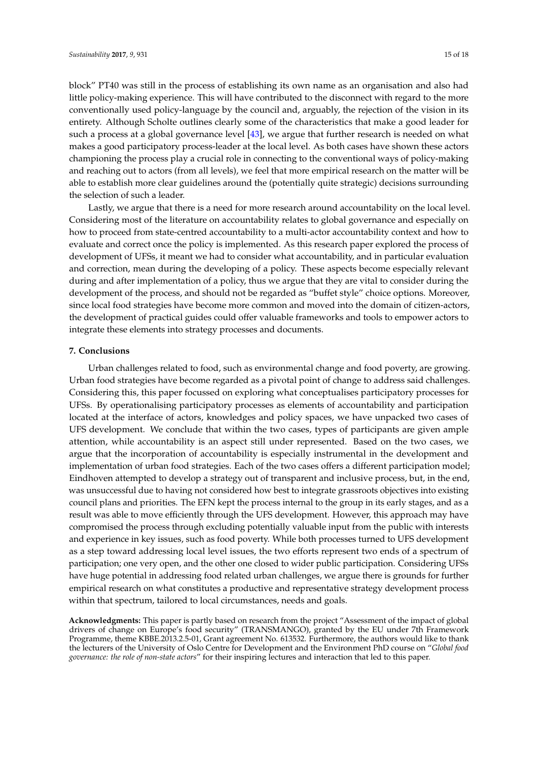block" PT40 was still in the process of establishing its own name as an organisation and also had little policy-making experience. This will have contributed to the disconnect with regard to the more conventionally used policy-language by the council and, arguably, the rejection of the vision in its entirety. Although Scholte outlines clearly some of the characteristics that make a good leader for such a process at a global governance level [43], we argue that further research is needed on what makes a good participatory process-leader at the local level. As both cases have shown these actors championing the process play a crucial role in connecting to the conventional ways of policy-making and reaching out to actors (from all levels), we feel that more empirical research on the matter will be able to establish more clear guidelines around the (potentially quite strategic) decisions surrounding the selection of such a leader.

Lastly, we argue that there is a need for more research around accountability on the local level. Considering most of the literature on accountability relates to global governance and especially on how to proceed from state-centred accountability to a multi-actor accountability context and how to evaluate and correct once the policy is implemented. As this research paper explored the process of development of UFSs, it meant we had to consider what accountability, and in particular evaluation and correction, mean during the developing of a policy. These aspects become especially relevant during and after implementation of a policy, thus we argue that they are vital to consider during the development of the process, and should not be regarded as "buffet style" choice options. Moreover, since local food strategies have become more common and moved into the domain of citizen-actors, the development of practical guides could offer valuable frameworks and tools to empower actors to integrate these elements into strategy processes and documents.

## 7. Conclusions

Urban challenges related to food, such as environmental change and food poverty, are growing. Urban food strategies have become regarded as a pivotal point of change to address said challenges. Considering this, this paper focussed on exploring what conceptualises participatory processes for UFSs. By operationalising participatory processes as elements of accountability and participation located at the interface of actors, knowledges and policy spaces, we have unpacked two cases of UFS development. We conclude that within the two cases, types of participants are given ample attention, while accountability is an aspect still under represented. Based on the two cases, we argue that the incorporation of accountability is especially instrumental in the development and implementation of urban food strategies. Each of the two cases offers a different participation model; Eindhoven attempted to develop a strategy out of transparent and inclusive process, but, in the end, was unsuccessful due to having not considered how best to integrate grassroots objectives into existing council plans and priorities. The EFN kept the process internal to the group in its early stages, and as a result was able to move efficiently through the UFS development. However, this approach may have compromised the process through excluding potentially valuable input from the public with interests and experience in key issues, such as food poverty. While both processes turned to UFS development as a step toward addressing local level issues, the two efforts represent two ends of a spectrum of participation; one very open, and the other one closed to wider public participation. Considering UFSs have huge potential in addressing food related urban challenges, we argue there is grounds for further empirical research on what constitutes a productive and representative strategy development process within that spectrum, tailored to local circumstances, needs and goals.

**Acknowledgments:** This paper is partly based on research from the project "Assessment of the impact of global drivers of change on Europe's food security" (TRANSMANGO), granted by the EU under 7th Framework Programme, theme KBBE.2013.2.5-01, Grant agreement No. 613532. Furthermore, the authors would like to thank the lecturers of the University of Oslo Centre for Development and the Environment PhD course on "*Global food governance: the role of non-state actors*" for their inspiring lectures and interaction that led to this paper.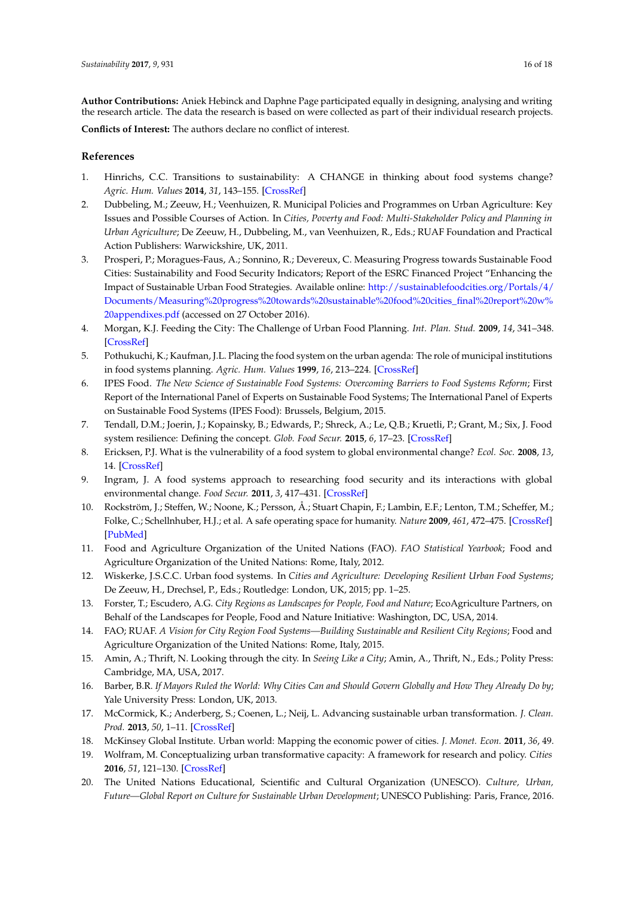**Author Contributions:** Aniek Hebinck and Daphne Page participated equally in designing, analysing and writing the research article. The data the research is based on were collected as part of their individual research projects.

**Conflicts of Interest:** The authors declare no conflict of interest.

## References

1. Hinrichs, C.C. Transitions to sustainability: A CHANGE in thinking about food systems change? *Agric. Hum. Values* **2014**, *31*, 143–155. [CrossRef]
2. Dubbeling, M.; Zeeuw, H.; Veenhuizen, R. Municipal Policies and Programmes on Urban Agriculture: Key Issues and Possible Courses of Action. In *Cities, Poverty and Food: Multi-Stakeholder Policy and Planning in Urban Agriculture*; De Zeeuw, H., Dubbeling, M., van Veenhuizen, R., Eds.; RUAF Foundation and Practical Action Publishers: Warwickshire, UK, 2011.
3. Prosperi, P.; Moragues-Faus, A.; Sonnino, R.; Devereux, C. Measuring Progress towards Sustainable Food Cities: Sustainability and Food Security Indicators; Report of the ESRC Financed Project "Enhancing the Impact of Sustainable Urban Food Strategies. Available online: http://sustainablefoodcities.org/Portals/4/Documents/Measuring%20progress%20towards%20sustainable%20food%20cities_final%20report%20w%20appendixes.pdf (accessed on 27 October 2016).
4. Morgan, K.J. Feeding the City: The Challenge of Urban Food Planning. *Int. Plan. Stud.* **2009**, *14*, 341–348. [CrossRef]
5. Pothukuchi, K.; Kaufman, J.L. Placing the food system on the urban agenda: The role of municipal institutions in food systems planning. *Agric. Hum. Values* **1999**, *16*, 213–224. [CrossRef]
6. IPES Food. *The New Science of Sustainable Food Systems: Overcoming Barriers to Food Systems Reform*; First Report of the International Panel of Experts on Sustainable Food Systems; The International Panel of Experts on Sustainable Food Systems (IPES Food): Brussels, Belgium, 2015.
7. Tendall, D.M.; Joerin, J.; Kopainsky, B.; Edwards, P.; Shreck, A.; Le, Q.B.; Kruetli, P.; Grant, M.; Six, J. Food system resilience: Defining the concept. *Glob. Food Secur.* **2015**, *6*, 17–23. [CrossRef]
8. Ericksen, P.J. What is the vulnerability of a food system to global environmental change? *Ecol. Soc.* **2008**, *13*, 14. [CrossRef]
9. Ingram, J. A food systems approach to researching food security and its interactions with global environmental change. *Food Secur.* **2011**, *3*, 417–431. [CrossRef]
10. Rockström, J.; Steffen, W.; Noone, K.; Persson, Å.; Stuart Chapin, F.; Lambin, E.F.; Lenton, T.M.; Scheffer, M.; Folke, C.; Schellnhuber, H.J.; et al. A safe operating space for humanity. *Nature* **2009**, *461*, 472–475. [CrossRef] [PubMed]
11. Food and Agriculture Organization of the United Nations (FAO). *FAO Statistical Yearbook*; Food and Agriculture Organization of the United Nations: Rome, Italy, 2012.
12. Wiskerke, J.S.C.C. Urban food systems. In *Cities and Agriculture: Developing Resilient Urban Food Systems*; De Zeeuw, H., Drechsel, P., Eds.; Routledge: London, UK, 2015; pp. 1–25.
13. Forster, T.; Escudero, A.G. *City Regions as Landscapes for People, Food and Nature*; EcoAgriculture Partners, on Behalf of the Landscapes for People, Food and Nature Initiative: Washington, DC, USA, 2014.
14. FAO; RUAF. *A Vision for City Region Food Systems—Building Sustainable and Resilient City Regions*; Food and Agriculture Organization of the United Nations: Rome, Italy, 2015.
15. Amin, A.; Thrift, N. Looking through the city. In *Seeing Like a City*; Amin, A., Thrift, N., Eds.; Polity Press: Cambridge, MA, USA, 2017.
16. Barber, B.R. *If Mayors Ruled the World: Why Cities Can and Should Govern Globally and How They Already Do by*; Yale University Press: London, UK, 2013.
17. McCormick, K.; Anderberg, S.; Coenen, L.; Neij, L. Advancing sustainable urban transformation. *J. Clean. Prod.* **2013**, *50*, 1–11. [CrossRef]
18. McKinsey Global Institute. Urban world: Mapping the economic power of cities. *J. Monet. Econ.* **2011**, *36*, 49.
19. Wolfram, M. Conceptualizing urban transformative capacity: A framework for research and policy. *Cities* **2016**, *51*, 121–130. [CrossRef]
20. The United Nations Educational, Scientific and Cultural Organization (UNESCO). *Culture, Urban, Future—Global Report on Culture for Sustainable Urban Development*; UNESCO Publishing: Paris, France, 2016.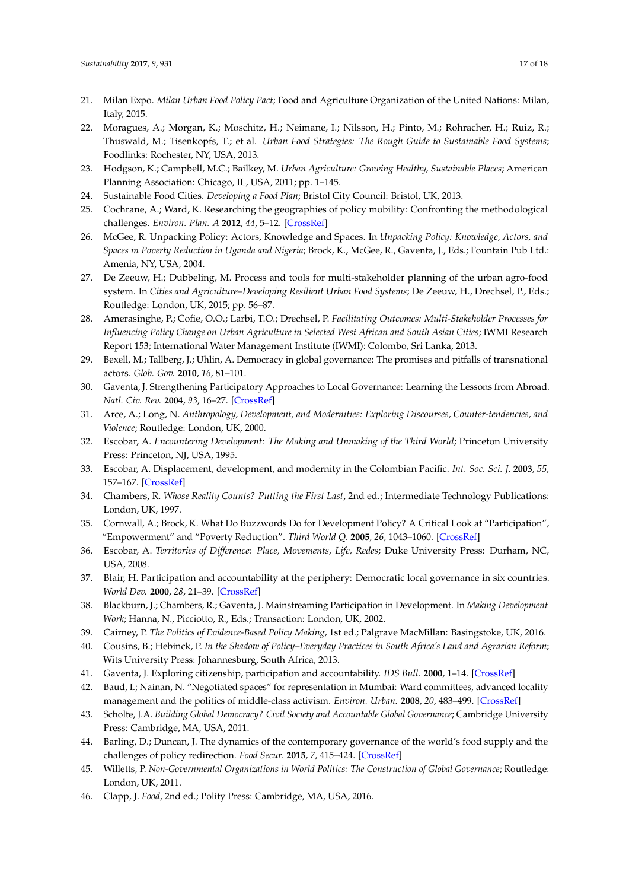21. Milan Expo. *Milan Urban Food Policy Pact*; Food and Agriculture Organization of the United Nations: Milan, Italy, 2015.
22. Moragues, A.; Morgan, K.; Moschitz, H.; Neimane, I.; Nilsson, H.; Pinto, M.; Rohracher, H.; Ruiz, R.; Thuswald, M.; Tisenkopfs, T.; et al. *Urban Food Strategies: The Rough Guide to Sustainable Food Systems*; Foodlinks: Rochester, NY, USA, 2013.
23. Hodgson, K.; Campbell, M.C.; Bailkey, M. *Urban Agriculture: Growing Healthy, Sustainable Places*; American Planning Association: Chicago, IL, USA, 2011; pp. 1–145.
24. Sustainable Food Cities. *Developing a Food Plan*; Bristol City Council: Bristol, UK, 2013.
25. Cochrane, A.; Ward, K. Researching the geographies of policy mobility: Confronting the methodological challenges. *Environ. Plan. A* **2012**, *44*, 5–12. [CrossRef]
26. McGee, R. Unpacking Policy: Actors, Knowledge and Spaces. In *Unpacking Policy: Knowledge, Actors, and Spaces in Poverty Reduction in Uganda and Nigeria*; Brock, K., McGee, R., Gaventa, J., Eds.; Fountain Pub Ltd.: Amenia, NY, USA, 2004.
27. De Zeeuw, H.; Dubbeling, M. Process and tools for multi-stakeholder planning of the urban agro-food system. In *Cities and Agriculture–Developing Resilient Urban Food Systems*; De Zeeuw, H., Drechsel, P., Eds.; Routledge: London, UK, 2015; pp. 56–87.
28. Amerasinghe, P.; Cofie, O.O.; Larbi, T.O.; Drechsel, P. *Facilitating Outcomes: Multi-Stakeholder Processes for Influencing Policy Change on Urban Agriculture in Selected West African and South Asian Cities*; IWMI Research Report 153; International Water Management Institute (IWMI): Colombo, Sri Lanka, 2013.
29. Bexell, M.; Tallberg, J.; Uhlin, A. Democracy in global governance: The promises and pitfalls of transnational actors. *Glob. Gov.* **2010**, *16*, 81–101.
30. Gaventa, J. Strengthening Participatory Approaches to Local Governance: Learning the Lessons from Abroad. *Natl. Civ. Rev.* **2004**, *93*, 16–27. [CrossRef]
31. Arce, A.; Long, N. *Anthropology, Development, and Modernities: Exploring Discourses, Counter-tendencies, and Violence*; Routledge: London, UK, 2000.
32. Escobar, A. *Encountering Development: The Making and Unmaking of the Third World*; Princeton University Press: Princeton, NJ, USA, 1995.
33. Escobar, A. Displacement, development, and modernity in the Colombian Pacific. *Int. Soc. Sci. J.* **2003**, *55*, 157–167. [CrossRef]
34. Chambers, R. *Whose Reality Counts? Putting the First Last*, 2nd ed.; Intermediate Technology Publications: London, UK, 1997.
35. Cornwall, A.; Brock, K. What Do Buzzwords Do for Development Policy? A Critical Look at "Participation", "Empowerment" and "Poverty Reduction". *Third World Q.* **2005**, *26*, 1043–1060. [CrossRef]
36. Escobar, A. *Territories of Difference: Place, Movements, Life, Redes*; Duke University Press: Durham, NC, USA, 2008.
37. Blair, H. Participation and accountability at the periphery: Democratic local governance in six countries. *World Dev.* **2000**, *28*, 21–39. [CrossRef]
38. Blackburn, J.; Chambers, R.; Gaventa, J. Mainstreaming Participation in Development. In *Making Development Work*; Hanna, N., Picciotto, R., Eds.; Transaction: London, UK, 2002.
39. Cairney, P. *The Politics of Evidence-Based Policy Making*, 1st ed.; Palgrave MacMillan: Basingstoke, UK, 2016.
40. Cousins, B.; Hebinck, P. *In the Shadow of Policy–Everyday Practices in South Africa's Land and Agrarian Reform*; Wits University Press: Johannesburg, South Africa, 2013.
41. Gaventa, J. Exploring citizenship, participation and accountability. *IDS Bull.* **2000**, 1–14. [CrossRef]
42. Baud, I.; Nainan, N. "Negotiated spaces" for representation in Mumbai: Ward committees, advanced locality management and the politics of middle-class activism. *Environ. Urban.* **2008**, *20*, 483–499. [CrossRef]
43. Scholte, J.A. *Building Global Democracy? Civil Society and Accountable Global Governance*; Cambridge University Press: Cambridge, MA, USA, 2011.
44. Barling, D.; Duncan, J. The dynamics of the contemporary governance of the world's food supply and the challenges of policy redirection. *Food Secur.* **2015**, *7*, 415–424. [CrossRef]
45. Willetts, P. *Non-Governmental Organizations in World Politics: The Construction of Global Governance*; Routledge: London, UK, 2011.
46. Clapp, J. *Food*, 2nd ed.; Polity Press: Cambridge, MA, USA, 2016.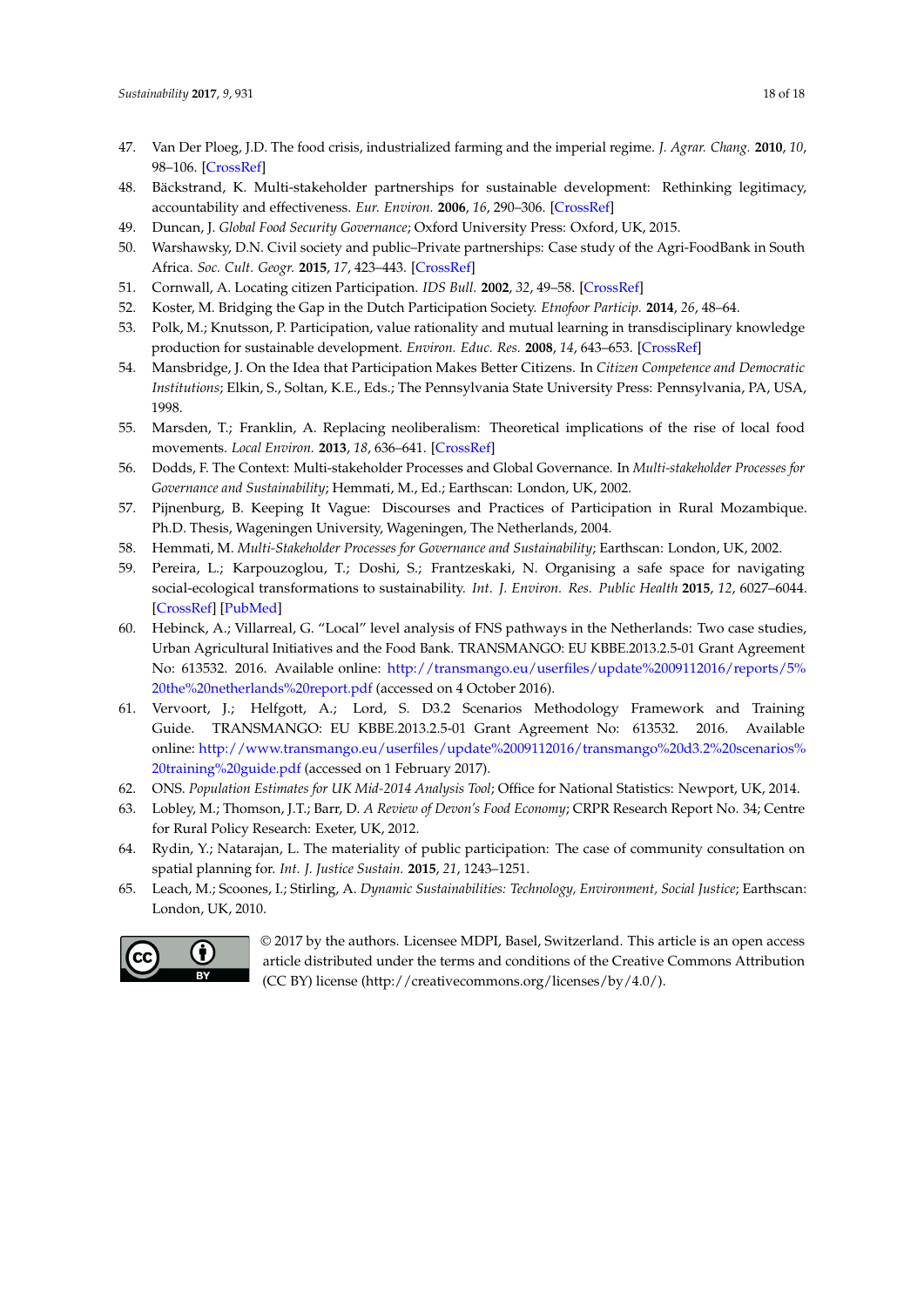47. Van Der Ploeg, J.D. The food crisis, industrialized farming and the imperial regime. *J. Agrar. Chang.* **2010**, *10*, 98–106. [CrossRef]
48. Bäckstrand, K. Multi-stakeholder partnerships for sustainable development: Rethinking legitimacy, accountability and effectiveness. *Eur. Environ.* **2006**, *16*, 290–306. [CrossRef]
49. Duncan, J. *Global Food Security Governance*; Oxford University Press: Oxford, UK, 2015.
50. Warshawsky, D.N. Civil society and public–Private partnerships: Case study of the Agri-FoodBank in South Africa. *Soc. Cult. Geogr.* **2015**, *17*, 423–443. [CrossRef]
51. Cornwall, A. Locating citizen Participation. *IDS Bull.* **2002**, *32*, 49–58. [CrossRef]
52. Koster, M. Bridging the Gap in the Dutch Participation Society. *Etnofoor Particip.* **2014**, *26*, 48–64.
53. Polk, M.; Knutsson, P. Participation, value rationality and mutual learning in transdisciplinary knowledge production for sustainable development. *Environ. Educ. Res.* **2008**, *14*, 643–653. [CrossRef]
54. Mansbridge, J. On the Idea that Participation Makes Better Citizens. In *Citizen Competence and Democratic Institutions*; Elkin, S., Soltan, K.E., Eds.; The Pennsylvania State University Press: Pennsylvania, PA, USA, 1998.
55. Marsden, T.; Franklin, A. Replacing neoliberalism: Theoretical implications of the rise of local food movements. *Local Environ.* **2013**, *18*, 636–641. [CrossRef]
56. Dodds, F. The Context: Multi-stakeholder Processes and Global Governance. In *Multi-stakeholder Processes for Governance and Sustainability*; Hemmati, M., Ed.; Earthscan: London, UK, 2002.
57. Pijnenburg, B. Keeping It Vague: Discourses and Practices of Participation in Rural Mozambique. Ph.D. Thesis, Wageningen University, Wageningen, The Netherlands, 2004.
58. Hemmati, M. *Multi-Stakeholder Processes for Governance and Sustainability*; Earthscan: London, UK, 2002.
59. Pereira, L.; Karpouzoglou, T.; Doshi, S.; Frantzeskaki, N. Organising a safe space for navigating social-ecological transformations to sustainability. *Int. J. Environ. Res. Public Health* **2015**, *12*, 6027–6044. [CrossRef] [PubMed]
60. Hebinck, A.; Villarreal, G. "Local" level analysis of FNS pathways in the Netherlands: Two case studies, Urban Agricultural Initiatives and the Food Bank. TRANSMANGO: EU KBBE.2013.2.5-01 Grant Agreement No: 613532. 2016. Available online: http://transmango.eu/userfiles/update%2009112016/reports/5%20the%20netherlands%20report.pdf (accessed on 4 October 2016).
61. Vervoort, J.; Helfgott, A.; Lord, S. D3.2 Scenarios Methodology Framework and Training Guide. TRANSMANGO: EU KBBE.2013.2.5-01 Grant Agreement No: 613532. 2016. Available online: http://www.transmango.eu/userfiles/update%2009112016/transmango%20d3.2%20scenarios%20training%20guide.pdf (accessed on 1 February 2017).
62. ONS. *Population Estimates for UK Mid-2014 Analysis Tool*; Office for National Statistics: Newport, UK, 2014.
63. Lobley, M.; Thomson, J.T.; Barr, D. *A Review of Devon's Food Economy*; CRPR Research Report No. 34; Centre for Rural Policy Research: Exeter, UK, 2012.
64. Rydin, Y.; Natarajan, L. The materiality of public participation: The case of community consultation on spatial planning for. *Int. J. Justice Sustain.* **2015**, *21*, 1243–1251.
65. Leach, M.; Scoones, I.; Stirling, A. *Dynamic Sustainabilities: Technology, Environment, Social Justice*; Earthscan: London, UK, 2010.

© 2017 by the authors. Licensee MDPI, Basel, Switzerland. This article is an open access article distributed under the terms and conditions of the Creative Commons Attribution (CC BY) license (http://creativecommons.org/licenses/by/4.0/).